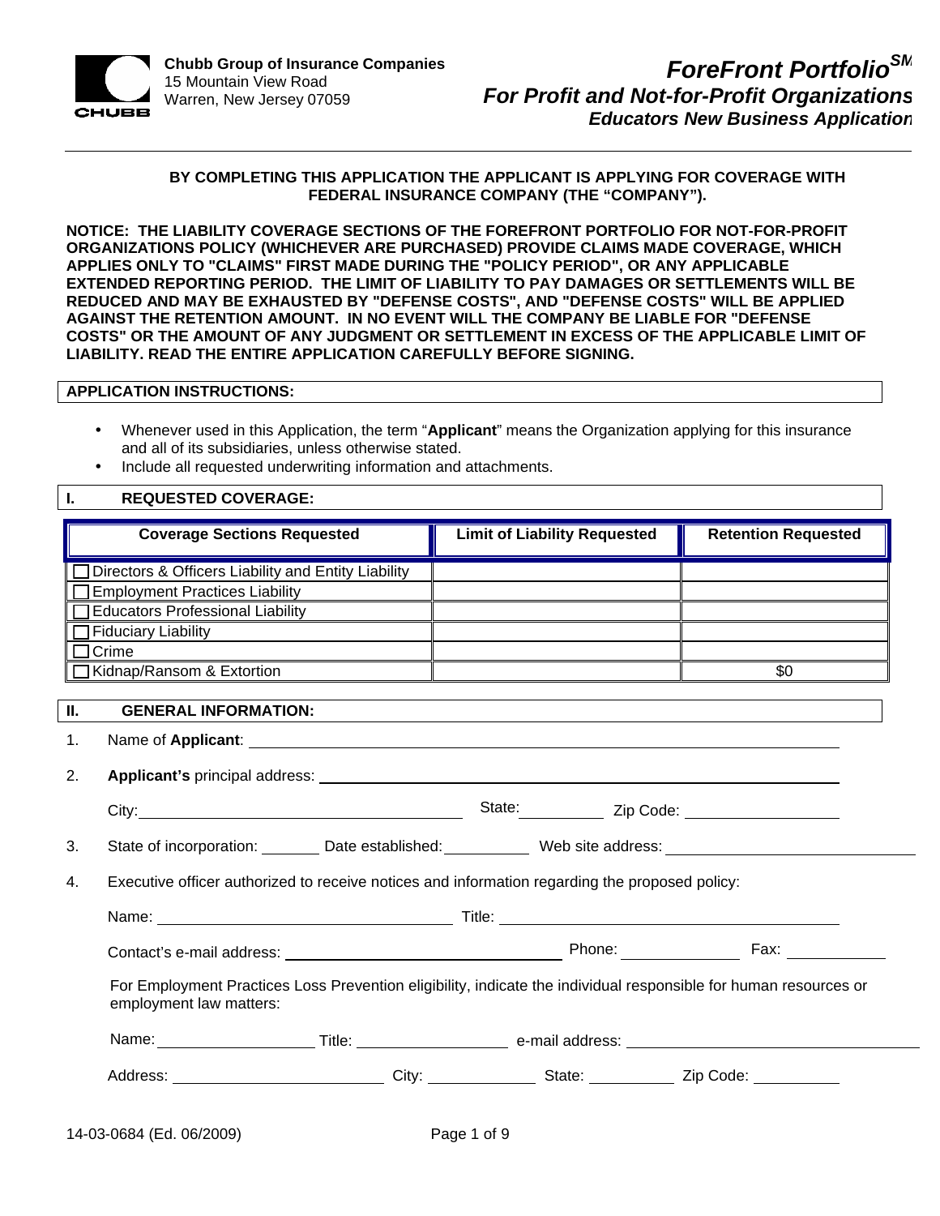Chubb Group of Insurance Companies
15 Mountain View Road
Warren, New Jersey 07059

# ForeFront Portfolio[SM]
## For Profit and Not-for-Profit Organizations
### Educators New Business Application

**BY COMPLETING THIS APPLICATION THE APPLICANT IS APPLYING FOR COVERAGE WITH FEDERAL INSURANCE COMPANY (THE "COMPANY").**

**NOTICE: THE LIABILITY COVERAGE SECTIONS OF THE FOREFRONT PORTFOLIO FOR NOT-FOR-PROFIT ORGANIZATIONS POLICY (WHICHEVER ARE PURCHASED) PROVIDE CLAIMS MADE COVERAGE, WHICH APPLIES ONLY TO "CLAIMS" FIRST MADE DURING THE "POLICY PERIOD", OR ANY APPLICABLE EXTENDED REPORTING PERIOD. THE LIMIT OF LIABILITY TO PAY DAMAGES OR SETTLEMENTS WILL BE REDUCED AND MAY BE EXHAUSTED BY "DEFENSE COSTS", AND "DEFENSE COSTS" WILL BE APPLIED AGAINST THE RETENTION AMOUNT. IN NO EVENT WILL THE COMPANY BE LIABLE FOR "DEFENSE COSTS" OR THE AMOUNT OF ANY JUDGMENT OR SETTLEMENT IN EXCESS OF THE APPLICABLE LIMIT OF LIABILITY. READ THE ENTIRE APPLICATION CAREFULLY BEFORE SIGNING.**

## APPLICATION INSTRUCTIONS:

- Whenever used in this Application, the term "**Applicant**" means the Organization applying for this insurance and all of its subsidiaries, unless otherwise stated.
- Include all requested underwriting information and attachments.

## I. REQUESTED COVERAGE:

| Coverage Sections Requested | Limit of Liability Requested | Retention Requested |
|---|---|---|
| ☐ Directors & Officers Liability and Entity Liability | | |
| ☐ Employment Practices Liability | | |
| ☐ Educators Professional Liability | | |
| ☐ Fiduciary Liability | | |
| ☐ Crime | | |
| ☐ Kidnap/Ransom & Extortion | | $0 |

## II. GENERAL INFORMATION:

1. Name of **Applicant**: ____________________

2. **Applicant's** principal address: ____________________

   City: ____________________ State: __________ Zip Code: __________

3. State of incorporation: _______ Date established: __________ Web site address: ____________________

4. Executive officer authorized to receive notices and information regarding the proposed policy:

   Name: ____________________ Title: ____________________

   Contact's e-mail address: ____________________ Phone: __________ Fax: __________

   For Employment Practices Loss Prevention eligibility, indicate the individual responsible for human resources or employment law matters:

   Name: __________ Title: __________ e-mail address: ____________________

   Address: ____________________ City: __________ State: __________ Zip Code: __________

14-03-0684 (Ed. 06/2009)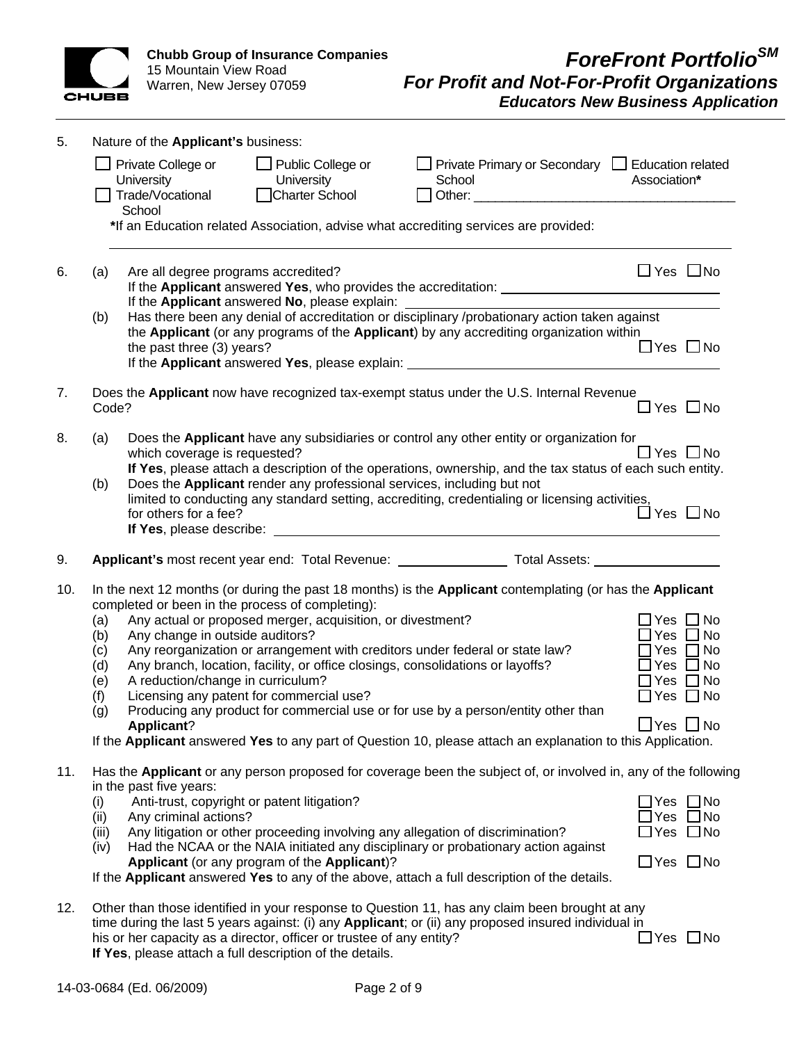5. Nature of the **Applicant's** business:

☐ Private College or University ☐ Public College or University ☐ Private Primary or Secondary School ☐ Education related Association*
☐ Trade/Vocational School ☐ Charter School ☐ Other: ___________________________________

*If an Education related Association, advise what accrediting services are provided:

_______________________________________________________________________________

6. (a) Are all degree programs accredited? ☐ Yes ☐ No
   If the **Applicant** answered **Yes**, who provides the accreditation: ______________________________
   If the **Applicant** answered **No**, please explain: ______________________________

   (b) Has there been any denial of accreditation or disciplinary /probationary action taken against the **Applicant** (or any programs of the **Applicant**) by any accrediting organization within the past three (3) years? ☐ Yes ☐ No
   If the **Applicant** answered **Yes**, please explain: ______________________________

7. Does the **Applicant** now have recognized tax-exempt status under the U.S. Internal Revenue Code? ☐ Yes ☐ No

8. (a) Does the **Applicant** have any subsidiaries or control any other entity or organization for which coverage is requested? ☐ Yes ☐ No
   **If Yes**, please attach a description of the operations, ownership, and the tax status of each such entity.

   (b) Does the **Applicant** render any professional services, including but not limited to conducting any standard setting, accrediting, credentialing or licensing activities, for others for a fee? ☐ Yes ☐ No
   **If Yes**, please describe: ______________________________

9. **Applicant's** most recent year end: Total Revenue: _______________ Total Assets: _________________

10. In the next 12 months (or during the past 18 months) is the **Applicant** contemplating (or has the **Applicant** completed or been in the process of completing):

   (a) Any actual or proposed merger, acquisition, or divestment? ☐ Yes ☐ No
   (b) Any change in outside auditors? ☐ Yes ☐ No
   (c) Any reorganization or arrangement with creditors under federal or state law? ☐ Yes ☐ No
   (d) Any branch, location, facility, or office closings, consolidations or layoffs? ☐ Yes ☐ No
   (e) A reduction/change in curriculum? ☐ Yes ☐ No
   (f) Licensing any patent for commercial use? ☐ Yes ☐ No
   (g) Producing any product for commercial use or for use by a person/entity other than **Applicant**? ☐ Yes ☐ No

   If the **Applicant** answered **Yes** to any part of Question 10, please attach an explanation to this Application.

11. Has the **Applicant** or any person proposed for coverage been the subject of, or involved in, any of the following in the past five years:

   (i) Anti-trust, copyright or patent litigation? ☐ Yes ☐ No
   (ii) Any criminal actions? ☐ Yes ☐ No
   (iii) Any litigation or other proceeding involving any allegation of discrimination? ☐ Yes ☐ No
   (iv) Had the NCAA or the NAIA initiated any disciplinary or probationary action against **Applicant** (or any program of the **Applicant**)? ☐ Yes ☐ No

   If the **Applicant** answered **Yes** to any of the above, attach a full description of the details.

12. Other than those identified in your response to Question 11, has any claim been brought at any time during the last 5 years against: (i) any **Applicant**; or (ii) any proposed insured individual in his or her capacity as a director, officer or trustee of any entity? ☐ Yes ☐ No
   **If Yes**, please attach a full description of the details.

14-03-0684 (Ed. 06/2009)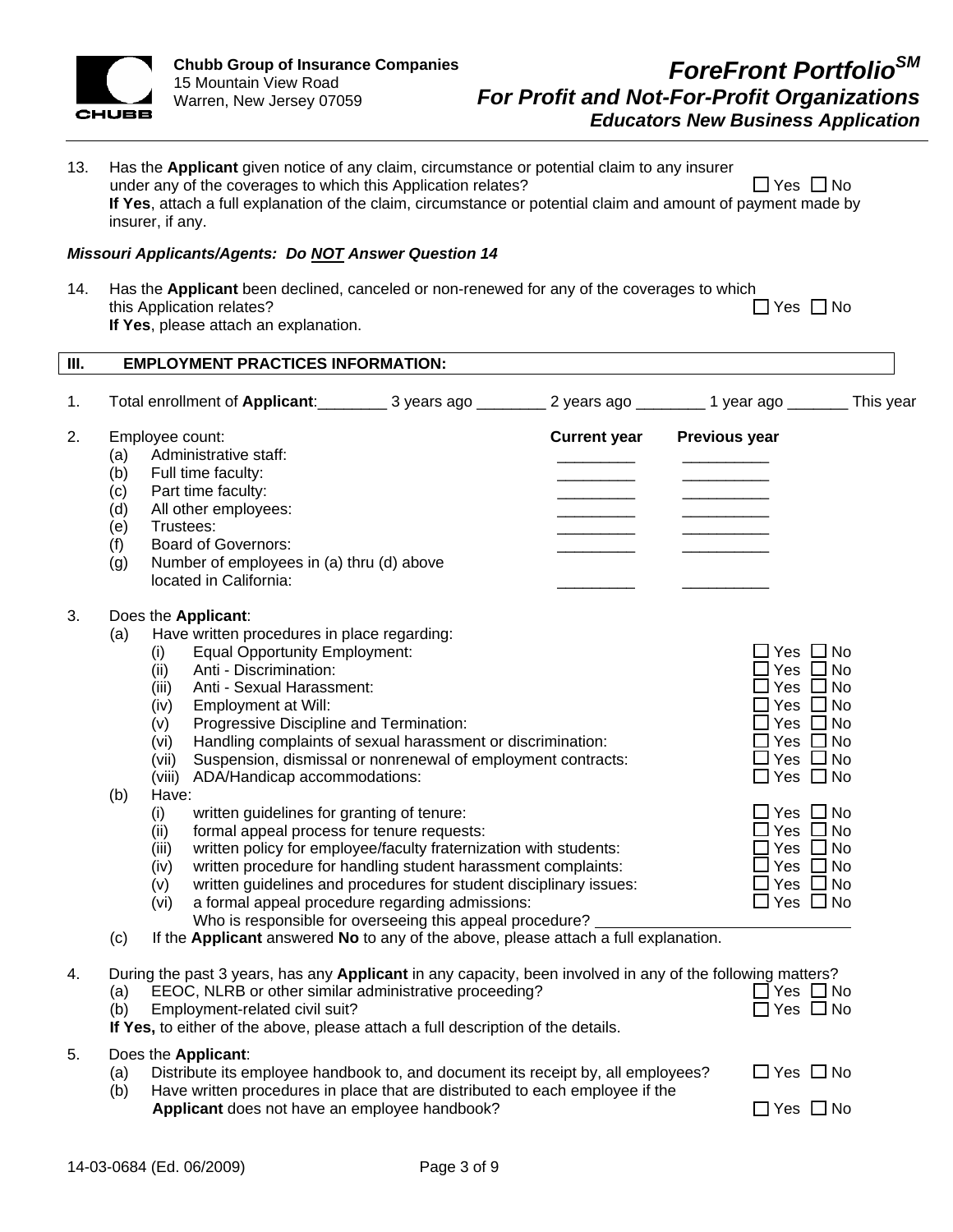13. Has the **Applicant** given notice of any claim, circumstance or potential claim to any insurer under any of the coverages to which this Application relates? ☐ Yes ☐ No
**If Yes**, attach a full explanation of the claim, circumstance or potential claim and amount of payment made by insurer, if any.

***Missouri Applicants/Agents: Do NOT Answer Question 14***

14. Has the **Applicant** been declined, canceled or non-renewed for any of the coverages to which this Application relates? ☐ Yes ☐ No
**If Yes**, please attach an explanation.

## III. EMPLOYMENT PRACTICES INFORMATION:

1. Total enrollment of **Applicant**:________ 3 years ago ________ 2 years ago ________ 1 year ago _______ This year

2. Employee count:

| | Current year | Previous year |
|---|---|---|
| (a) Administrative staff: | _________ | __________ |
| (b) Full time faculty: | _________ | __________ |
| (c) Part time faculty: | _________ | __________ |
| (d) All other employees: | _________ | __________ |
| (e) Trustees: | _________ | __________ |
| (f) Board of Governors: | _________ | __________ |
| (g) Number of employees in (a) thru (d) above located in California: | _________ | __________ |

3. Does the **Applicant**:
   (a) Have written procedures in place regarding:
      (i) Equal Opportunity Employment: ☐ Yes ☐ No
      (ii) Anti - Discrimination: ☐ Yes ☐ No
      (iii) Anti - Sexual Harassment: ☐ Yes ☐ No
      (iv) Employment at Will: ☐ Yes ☐ No
      (v) Progressive Discipline and Termination: ☐ Yes ☐ No
      (vi) Handling complaints of sexual harassment or discrimination: ☐ Yes ☐ No
      (vii) Suspension, dismissal or nonrenewal of employment contracts: ☐ Yes ☐ No
      (viii) ADA/Handicap accommodations: ☐ Yes ☐ No
   (b) Have:
      (i) written guidelines for granting of tenure: ☐ Yes ☐ No
      (ii) formal appeal process for tenure requests: ☐ Yes ☐ No
      (iii) written policy for employee/faculty fraternization with students: ☐ Yes ☐ No
      (iv) written procedure for handling student harassment complaints: ☐ Yes ☐ No
      (v) written guidelines and procedures for student disciplinary issues: ☐ Yes ☐ No
      (vi) a formal appeal procedure regarding admissions: ☐ Yes ☐ No
      Who is responsible for overseeing this appeal procedure? ____________________
   (c) If the **Applicant** answered **No** to any of the above, please attach a full explanation.

4. During the past 3 years, has any **Applicant** in any capacity, been involved in any of the following matters?
   (a) EEOC, NLRB or other similar administrative proceeding? ☐ Yes ☐ No
   (b) Employment-related civil suit? ☐ Yes ☐ No
   **If Yes,** to either of the above, please attach a full description of the details.

5. Does the **Applicant**:
   (a) Distribute its employee handbook to, and document its receipt by, all employees? ☐ Yes ☐ No
   (b) Have written procedures in place that are distributed to each employee if the **Applicant** does not have an employee handbook? ☐ Yes ☐ No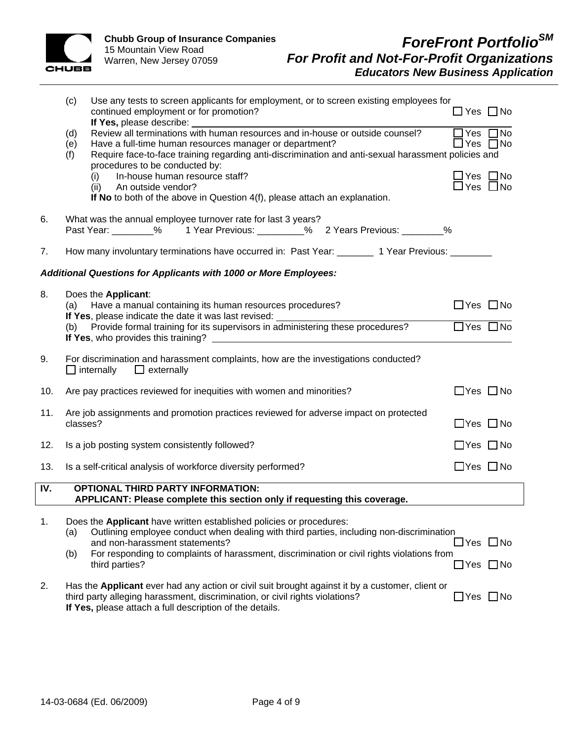(c) Use any tests to screen applicants for employment, or to screen existing employees for continued employment or for promotion? ☐ Yes ☐ No
**If Yes,** please describe: ______________________________

(d) Review all terminations with human resources and in-house or outside counsel? ☐ Yes ☐ No

(e) Have a full-time human resources manager or department? ☐ Yes ☐ No

(f) Require face-to-face training regarding anti-discrimination and anti-sexual harassment policies and procedures to be conducted by:

(i) In-house human resource staff? ☐ Yes ☐ No

(ii) An outside vendor? ☐ Yes ☐ No

**If No** to both of the above in Question 4(f), please attach an explanation.

6. What was the annual employee turnover rate for last 3 years?
Past Year: ________% 1 Year Previous: _________% 2 Years Previous: ________%

7. How many involuntary terminations have occurred in: Past Year: _______ 1 Year Previous: ________

***Additional Questions for Applicants with 1000 or More Employees:***

8. Does the **Applicant**:

(a) Have a manual containing its human resources procedures? ☐ Yes ☐ No
**If Yes**, please indicate the date it was last revised: ______________________________

(b) Provide formal training for its supervisors in administering these procedures? ☐ Yes ☐ No
**If Yes**, who provides this training? ______________________________

9. For discrimination and harassment complaints, how are the investigations conducted?
☐ internally ☐ externally

10. Are pay practices reviewed for inequities with women and minorities? ☐ Yes ☐ No

11. Are job assignments and promotion practices reviewed for adverse impact on protected classes? ☐ Yes ☐ No

12. Is a job posting system consistently followed? ☐ Yes ☐ No

13. Is a self-critical analysis of workforce diversity performed? ☐ Yes ☐ No

## IV. OPTIONAL THIRD PARTY INFORMATION:
**APPLICANT: Please complete this section only if requesting this coverage.**

1. Does the **Applicant** have written established policies or procedures:

(a) Outlining employee conduct when dealing with third parties, including non-discrimination and non-harassment statements? ☐ Yes ☐ No

(b) For responding to complaints of harassment, discrimination or civil rights violations from third parties? ☐ Yes ☐ No

2. Has the **Applicant** ever had any action or civil suit brought against it by a customer, client or third party alleging harassment, discrimination, or civil rights violations? ☐ Yes ☐ No
**If Yes,** please attach a full description of the details.

14-03-0684 (Ed. 06/2009)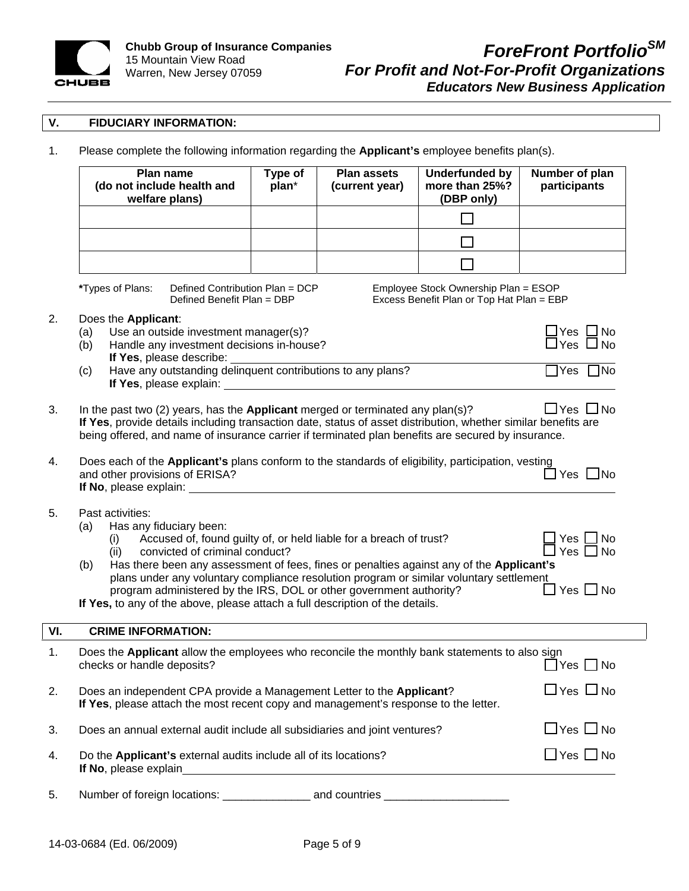## V. FIDUCIARY INFORMATION:

1. Please complete the following information regarding the **Applicant's** employee benefits plan(s).

| Plan name (do not include health and welfare plans) | Type of plan* | Plan assets (current year) | Underfunded by more than 25%? (DBP only) | Number of plan participants |
|---|---|---|---|---|
| | | | ☐ | |
| | | | ☐ | |
| | | | ☐ | |

**\***Types of Plans: Defined Contribution Plan = DCP; Defined Benefit Plan = DBP; Employee Stock Ownership Plan = ESOP; Excess Benefit Plan or Top Hat Plan = EBP

2. Does the **Applicant**:
   - (a) Use an outside investment manager(s)? ☐ Yes ☐ No
   - (b) Handle any investment decisions in-house? ☐ Yes ☐ No
     **If Yes**, please describe: ______________________________
   - (c) Have any outstanding delinquent contributions to any plans? ☐ Yes ☐ No
     **If Yes**, please explain: ______________________________

3. In the past two (2) years, has the **Applicant** merged or terminated any plan(s)? ☐ Yes ☐ No
   **If Yes**, provide details including transaction date, status of asset distribution, whether similar benefits are being offered, and name of insurance carrier if terminated plan benefits are secured by insurance.

4. Does each of the **Applicant's** plans conform to the standards of eligibility, participation, vesting and other provisions of ERISA? ☐ Yes ☐ No
   **If No**, please explain: ______________________________

5. Past activities:
   - (a) Has any fiduciary been:
     - (i) Accused of, found guilty of, or held liable for a breach of trust? ☐ Yes ☐ No
     - (ii) convicted of criminal conduct? ☐ Yes ☐ No
   - (b) Has there been any assessment of fees, fines or penalties against any of the **Applicant's** plans under any voluntary compliance resolution program or similar voluntary settlement program administered by the IRS, DOL or other government authority? ☐ Yes ☐ No

   **If Yes,** to any of the above, please attach a full description of the details.

## VI. CRIME INFORMATION:

1. Does the **Applicant** allow the employees who reconcile the monthly bank statements to also sign checks or handle deposits? ☐ Yes ☐ No

2. Does an independent CPA provide a Management Letter to the **Applicant**? ☐ Yes ☐ No
   **If Yes**, please attach the most recent copy and management's response to the letter.

3. Does an annual external audit include all subsidiaries and joint ventures? ☐ Yes ☐ No

4. Do the **Applicant's** external audits include all of its locations? ☐ Yes ☐ No
   **If No**, please explain______________________________

5. Number of foreign locations: ______________ and countries ____________________

14-03-0684 (Ed. 06/2009)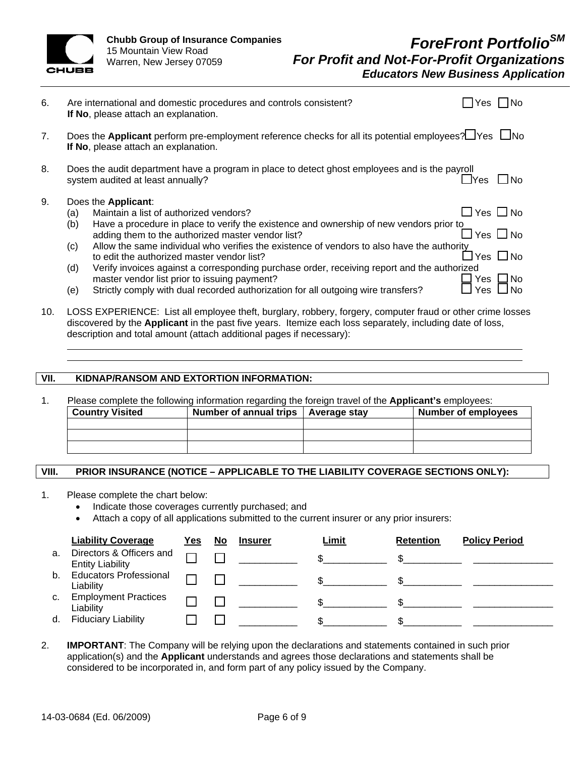6. Are international and domestic procedures and controls consistent? ☐ Yes ☐ No
   **If No**, please attach an explanation.

7. Does the **Applicant** perform pre-employment reference checks for all its potential employees? ☐ Yes ☐ No
   **If No**, please attach an explanation.

8. Does the audit department have a program in place to detect ghost employees and is the payroll system audited at least annually? ☐ Yes ☐ No

9. Does the **Applicant**:
   (a) Maintain a list of authorized vendors? ☐ Yes ☐ No
   (b) Have a procedure in place to verify the existence and ownership of new vendors prior to adding them to the authorized master vendor list? ☐ Yes ☐ No
   (c) Allow the same individual who verifies the existence of vendors to also have the authority to edit the authorized master vendor list? ☐ Yes ☐ No
   (d) Verify invoices against a corresponding purchase order, receiving report and the authorized master vendor list prior to issuing payment? ☐ Yes ☐ No
   (e) Strictly comply with dual recorded authorization for all outgoing wire transfers? ☐ Yes ☐ No

10. LOSS EXPERIENCE: List all employee theft, burglary, robbery, forgery, computer fraud or other crime losses discovered by the **Applicant** in the past five years. Itemize each loss separately, including date of loss, description and total amount (attach additional pages if necessary):

______________________________________________________________________________

______________________________________________________________________________

## VII. KIDNAP/RANSOM AND EXTORTION INFORMATION:

1. Please complete the following information regarding the foreign travel of the **Applicant's** employees:

| Country Visited | Number of annual trips | Average stay | Number of employees |
|---|---|---|---|
| | | | |
| | | | |
| | | | |

## VIII. PRIOR INSURANCE (NOTICE – APPLICABLE TO THE LIABILITY COVERAGE SECTIONS ONLY):

1. Please complete the chart below:
   - Indicate those coverages currently purchased; and
   - Attach a copy of all applications submitted to the current insurer or any prior insurers:

| | Liability Coverage | Yes | No | Insurer | Limit | Retention | Policy Period |
|---|---|---|---|---|---|---|---|
| a. | Directors & Officers and Entity Liability | ☐ | ☐ | ___________ | $___________ | $___________ | _______________ |
| b. | Educators Professional Liability | ☐ | ☐ | ___________ | $___________ | $___________ | _______________ |
| c. | Employment Practices Liability | ☐ | ☐ | ___________ | $___________ | $___________ | _______________ |
| d. | Fiduciary Liability | ☐ | ☐ | ___________ | $___________ | $___________ | _______________ |

2. **IMPORTANT**: The Company will be relying upon the declarations and statements contained in such prior application(s) and the **Applicant** understands and agrees those declarations and statements shall be considered to be incorporated in, and form part of any policy issued by the Company.

14-03-0684 (Ed. 06/2009)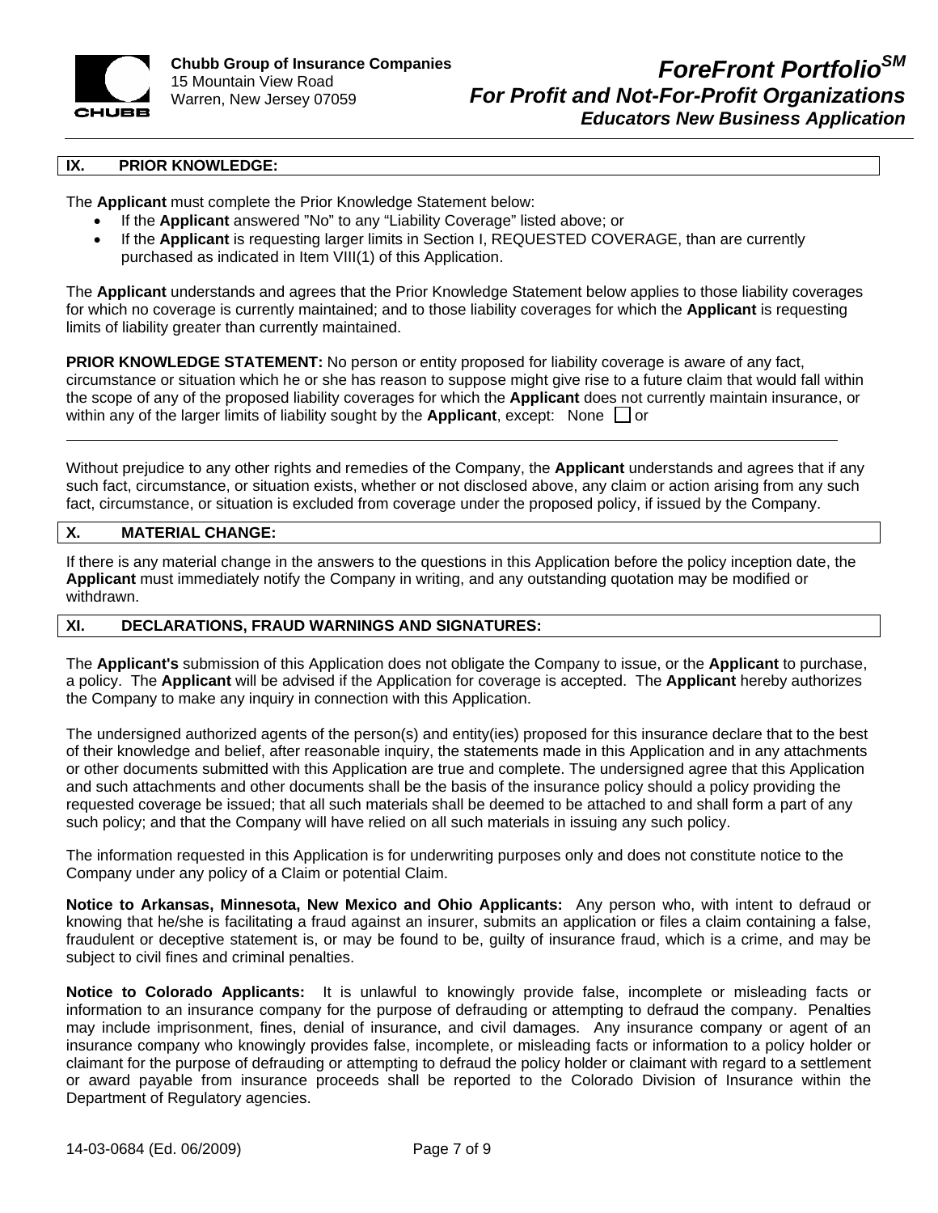## IX. PRIOR KNOWLEDGE:

The **Applicant** must complete the Prior Knowledge Statement below:

- If the **Applicant** answered "No" to any "Liability Coverage" listed above; or
- If the **Applicant** is requesting larger limits in Section I, REQUESTED COVERAGE, than are currently purchased as indicated in Item VIII(1) of this Application.

The **Applicant** understands and agrees that the Prior Knowledge Statement below applies to those liability coverages for which no coverage is currently maintained; and to those liability coverages for which the **Applicant** is requesting limits of liability greater than currently maintained.

**PRIOR KNOWLEDGE STATEMENT:** No person or entity proposed for liability coverage is aware of any fact, circumstance or situation which he or she has reason to suppose might give rise to a future claim that would fall within the scope of any of the proposed liability coverages for which the **Applicant** does not currently maintain insurance, or within any of the larger limits of liability sought by the **Applicant**, except: None ☐ or

______________________________________________________________________________

Without prejudice to any other rights and remedies of the Company, the **Applicant** understands and agrees that if any such fact, circumstance, or situation exists, whether or not disclosed above, any claim or action arising from any such fact, circumstance, or situation is excluded from coverage under the proposed policy, if issued by the Company.

## X. MATERIAL CHANGE:

If there is any material change in the answers to the questions in this Application before the policy inception date, the **Applicant** must immediately notify the Company in writing, and any outstanding quotation may be modified or withdrawn.

## XI. DECLARATIONS, FRAUD WARNINGS AND SIGNATURES:

The **Applicant's** submission of this Application does not obligate the Company to issue, or the **Applicant** to purchase, a policy. The **Applicant** will be advised if the Application for coverage is accepted. The **Applicant** hereby authorizes the Company to make any inquiry in connection with this Application.

The undersigned authorized agents of the person(s) and entity(ies) proposed for this insurance declare that to the best of their knowledge and belief, after reasonable inquiry, the statements made in this Application and in any attachments or other documents submitted with this Application are true and complete. The undersigned agree that this Application and such attachments and other documents shall be the basis of the insurance policy should a policy providing the requested coverage be issued; that all such materials shall be deemed to be attached to and shall form a part of any such policy; and that the Company will have relied on all such materials in issuing any such policy.

The information requested in this Application is for underwriting purposes only and does not constitute notice to the Company under any policy of a Claim or potential Claim.

**Notice to Arkansas, Minnesota, New Mexico and Ohio Applicants:** Any person who, with intent to defraud or knowing that he/she is facilitating a fraud against an insurer, submits an application or files a claim containing a false, fraudulent or deceptive statement is, or may be found to be, guilty of insurance fraud, which is a crime, and may be subject to civil fines and criminal penalties.

**Notice to Colorado Applicants:** It is unlawful to knowingly provide false, incomplete or misleading facts or information to an insurance company for the purpose of defrauding or attempting to defraud the company. Penalties may include imprisonment, fines, denial of insurance, and civil damages. Any insurance company or agent of an insurance company who knowingly provides false, incomplete, or misleading facts or information to a policy holder or claimant for the purpose of defrauding or attempting to defraud the policy holder or claimant with regard to a settlement or award payable from insurance proceeds shall be reported to the Colorado Division of Insurance within the Department of Regulatory agencies.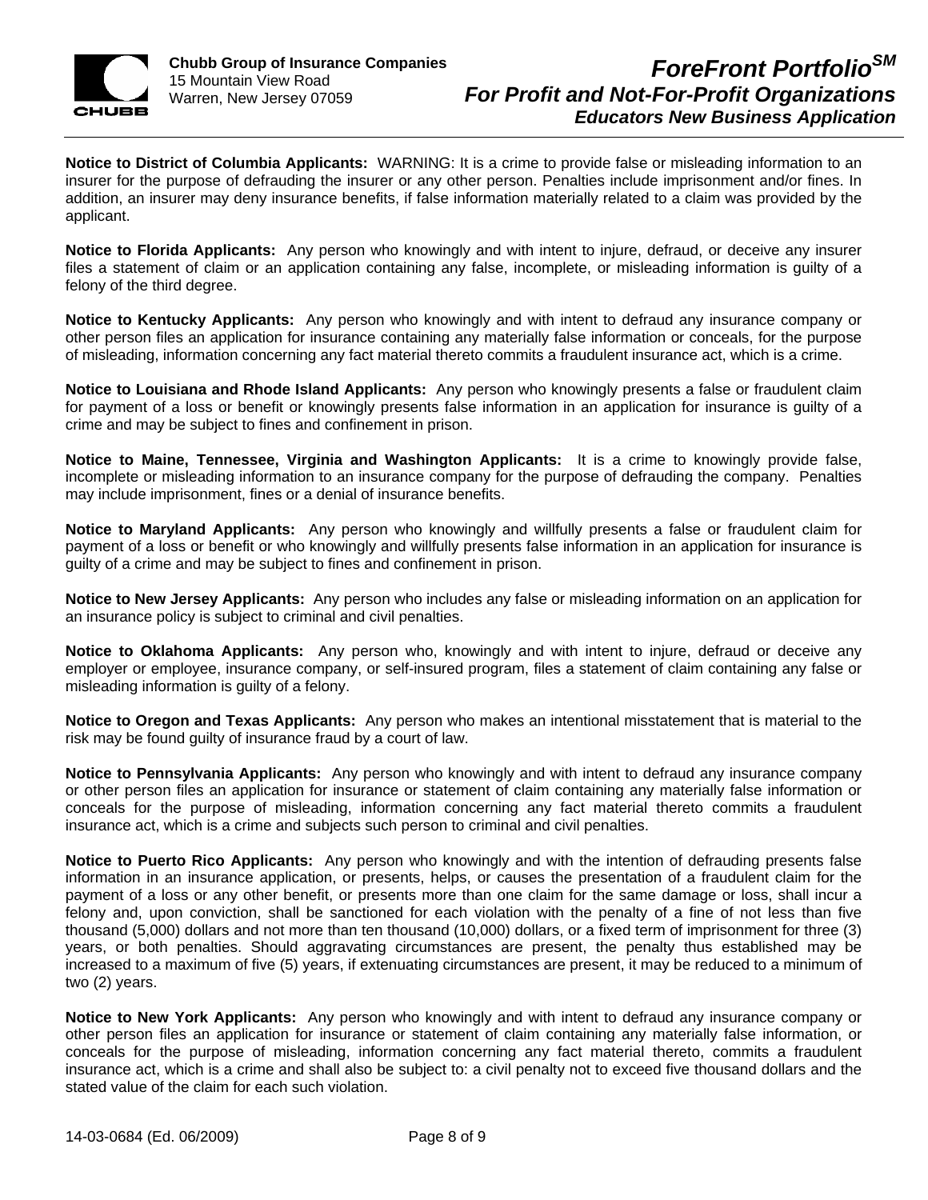**Notice to District of Columbia Applicants:** WARNING: It is a crime to provide false or misleading information to an insurer for the purpose of defrauding the insurer or any other person. Penalties include imprisonment and/or fines. In addition, an insurer may deny insurance benefits, if false information materially related to a claim was provided by the applicant.

**Notice to Florida Applicants:** Any person who knowingly and with intent to injure, defraud, or deceive any insurer files a statement of claim or an application containing any false, incomplete, or misleading information is guilty of a felony of the third degree.

**Notice to Kentucky Applicants:** Any person who knowingly and with intent to defraud any insurance company or other person files an application for insurance containing any materially false information or conceals, for the purpose of misleading, information concerning any fact material thereto commits a fraudulent insurance act, which is a crime.

**Notice to Louisiana and Rhode Island Applicants:** Any person who knowingly presents a false or fraudulent claim for payment of a loss or benefit or knowingly presents false information in an application for insurance is guilty of a crime and may be subject to fines and confinement in prison.

**Notice to Maine, Tennessee, Virginia and Washington Applicants:** It is a crime to knowingly provide false, incomplete or misleading information to an insurance company for the purpose of defrauding the company. Penalties may include imprisonment, fines or a denial of insurance benefits.

**Notice to Maryland Applicants:** Any person who knowingly and willfully presents a false or fraudulent claim for payment of a loss or benefit or who knowingly and willfully presents false information in an application for insurance is guilty of a crime and may be subject to fines and confinement in prison.

**Notice to New Jersey Applicants:** Any person who includes any false or misleading information on an application for an insurance policy is subject to criminal and civil penalties.

**Notice to Oklahoma Applicants:** Any person who, knowingly and with intent to injure, defraud or deceive any employer or employee, insurance company, or self-insured program, files a statement of claim containing any false or misleading information is guilty of a felony.

**Notice to Oregon and Texas Applicants:** Any person who makes an intentional misstatement that is material to the risk may be found guilty of insurance fraud by a court of law.

**Notice to Pennsylvania Applicants:** Any person who knowingly and with intent to defraud any insurance company or other person files an application for insurance or statement of claim containing any materially false information or conceals for the purpose of misleading, information concerning any fact material thereto commits a fraudulent insurance act, which is a crime and subjects such person to criminal and civil penalties.

**Notice to Puerto Rico Applicants:** Any person who knowingly and with the intention of defrauding presents false information in an insurance application, or presents, helps, or causes the presentation of a fraudulent claim for the payment of a loss or any other benefit, or presents more than one claim for the same damage or loss, shall incur a felony and, upon conviction, shall be sanctioned for each violation with the penalty of a fine of not less than five thousand (5,000) dollars and not more than ten thousand (10,000) dollars, or a fixed term of imprisonment for three (3) years, or both penalties. Should aggravating circumstances are present, the penalty thus established may be increased to a maximum of five (5) years, if extenuating circumstances are present, it may be reduced to a minimum of two (2) years.

**Notice to New York Applicants:** Any person who knowingly and with intent to defraud any insurance company or other person files an application for insurance or statement of claim containing any materially false information, or conceals for the purpose of misleading, information concerning any fact material thereto, commits a fraudulent insurance act, which is a crime and shall also be subject to: a civil penalty not to exceed five thousand dollars and the stated value of the claim for each such violation.

14-03-0684 (Ed. 06/2009)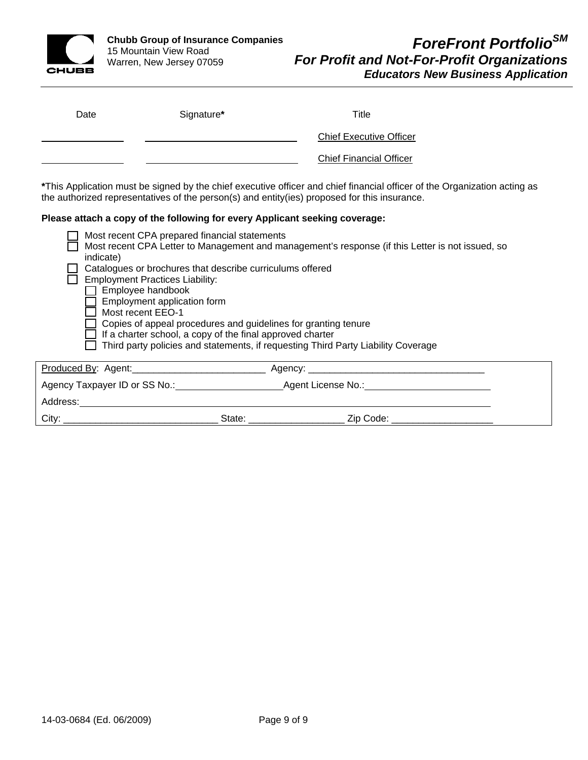**Chubb Group of Insurance Companies**
15 Mountain View Road
Warren, New Jersey 07059

# *ForeFront Portfolio[SM]*
## *For Profit and Not-For-Profit Organizations*
### *Educators New Business Application*

| Date | Signature* | Title |
|---|---|---|
| ______________ | __________________________ | Chief Executive Officer |
| ______________ | __________________________ | Chief Financial Officer |

**\***This Application must be signed by the chief executive officer and chief financial officer of the Organization acting as the authorized representatives of the person(s) and entity(ies) proposed for this insurance.

**Please attach a copy of the following for every Applicant seeking coverage:**

- ☐ Most recent CPA prepared financial statements
- ☐ Most recent CPA Letter to Management and management's response (if this Letter is not issued, so indicate)
- ☐ Catalogues or brochures that describe curriculums offered
- ☐ Employment Practices Liability:
  - ☐ Employee handbook
  - ☐ Employment application form
  - ☐ Most recent EEO-1
  - ☐ Copies of appeal procedures and guidelines for granting tenure
  - ☐ If a charter school, a copy of the final approved charter
  - ☐ Third party policies and statements, if requesting Third Party Liability Coverage

Produced By: Agent:________________________ Agency: ________________________________

Agency Taxpayer ID or SS No.:____________________ Agent License No.:________________________

Address:________________________________________________________________________

City: ____________________________ State: _________________ Zip Code: __________________

14-03-0684 (Ed. 06/2009)